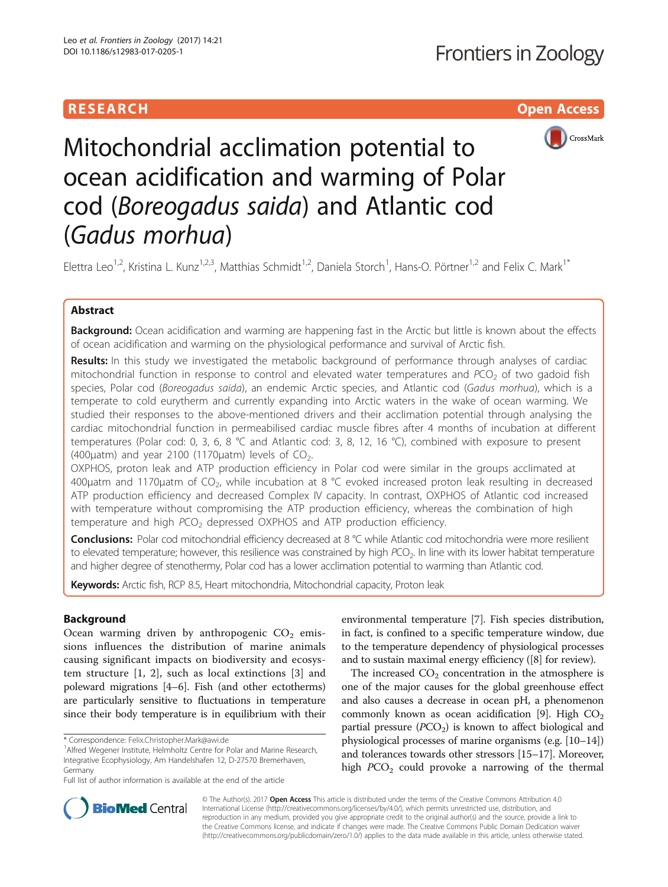RESEARCH Open Access

# Mitochondrial acclimation potential to ocean acidification and warming of Polar cod (*Boreogadus saida*) and Atlantic cod (*Gadus morhua*)

Elettra Leo[1,2], Kristina L. Kunz[1,2,3], Matthias Schmidt[1,2], Daniela Storch[1], Hans-O. Pörtner[1,2] and Felix C. Mark[1*]

## Abstract

**Background:** Ocean acidification and warming are happening fast in the Arctic but little is known about the effects of ocean acidification and warming on the physiological performance and survival of Arctic fish.

**Results:** In this study we investigated the metabolic background of performance through analyses of cardiac mitochondrial function in response to control and elevated water temperatures and $PCO_2$ of two gadoid fish species, Polar cod (*Boreogadus saida*), an endemic Arctic species, and Atlantic cod (*Gadus morhua*), which is a temperate to cold eurytherm and currently expanding into Arctic waters in the wake of ocean warming. We studied their responses to the above-mentioned drivers and their acclimation potential through analysing the cardiac mitochondrial function in permeabilised cardiac muscle fibres after 4 months of incubation at different temperatures (Polar cod: 0, 3, 6, 8 °C and Atlantic cod: 3, 8, 12, 16 °C), combined with exposure to present (400µatm) and year 2100 (1170µatm) levels of $CO_2$.

OXPHOS, proton leak and ATP production efficiency in Polar cod were similar in the groups acclimated at 400µatm and 1170µatm of $CO_2$, while incubation at 8 °C evoked increased proton leak resulting in decreased ATP production efficiency and decreased Complex IV capacity. In contrast, OXPHOS of Atlantic cod increased with temperature without compromising the ATP production efficiency, whereas the combination of high temperature and high $PCO_2$ depressed OXPHOS and ATP production efficiency.

**Conclusions:** Polar cod mitochondrial efficiency decreased at 8 °C while Atlantic cod mitochondria were more resilient to elevated temperature; however, this resilience was constrained by high $PCO_2$. In line with its lower habitat temperature and higher degree of stenothermy, Polar cod has a lower acclimation potential to warming than Atlantic cod.

**Keywords:** Arctic fish, RCP 8.5, Heart mitochondria, Mitochondrial capacity, Proton leak

## Background

Ocean warming driven by anthropogenic $CO_2$ emissions influences the distribution of marine animals causing significant impacts on biodiversity and ecosystem structure [1, 2], such as local extinctions [3] and poleward migrations [4–6]. Fish (and other ectotherms) are particularly sensitive to fluctuations in temperature since their body temperature is in equilibrium with their environmental temperature [7]. Fish species distribution, in fact, is confined to a specific temperature window, due to the temperature dependency of physiological processes and to sustain maximal energy efficiency ([8] for review).

The increased $CO_2$ concentration in the atmosphere is one of the major causes for the global greenhouse effect and also causes a decrease in ocean pH, a phenomenon commonly known as ocean acidification [9]. High $CO_2$ partial pressure ($PCO_2$) is known to affect biological and physiological processes of marine organisms (e.g. [10–14]) and tolerances towards other stressors [15–17]. Moreover, high $PCO_2$ could provoke a narrowing of the thermal

\* Correspondence: Felix.Christopher.Mark@awi.de
[1]Alfred Wegener Institute, Helmholtz Centre for Polar and Marine Research, Integrative Ecophysiology, Am Handelshafen 12, D-27570 Bremerhaven, Germany
Full list of author information is available at the end of the article

© The Author(s). 2017 **Open Access** This article is distributed under the terms of the Creative Commons Attribution 4.0 International License (http://creativecommons.org/licenses/by/4.0/), which permits unrestricted use, distribution, and reproduction in any medium, provided you give appropriate credit to the original author(s) and the source, provide a link to the Creative Commons license, and indicate if changes were made. The Creative Commons Public Domain Dedication waiver (http://creativecommons.org/publicdomain/zero/1.0/) applies to the data made available in this article, unless otherwise stated.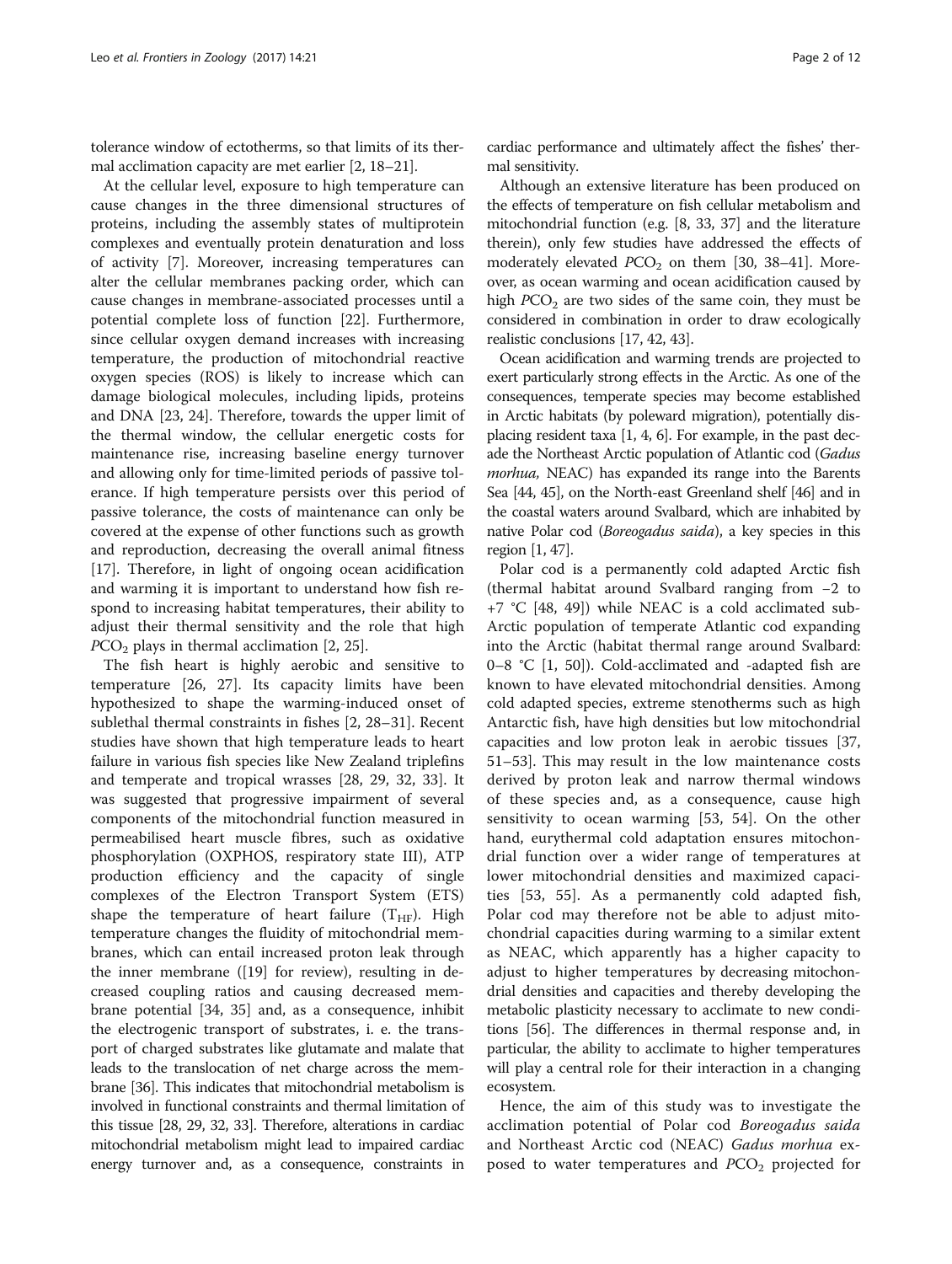tolerance window of ectotherms, so that limits of its thermal acclimation capacity are met earlier [2, 18–21].

At the cellular level, exposure to high temperature can cause changes in the three dimensional structures of proteins, including the assembly states of multiprotein complexes and eventually protein denaturation and loss of activity [7]. Moreover, increasing temperatures can alter the cellular membranes packing order, which can cause changes in membrane-associated processes until a potential complete loss of function [22]. Furthermore, since cellular oxygen demand increases with increasing temperature, the production of mitochondrial reactive oxygen species (ROS) is likely to increase which can damage biological molecules, including lipids, proteins and DNA [23, 24]. Therefore, towards the upper limit of the thermal window, the cellular energetic costs for maintenance rise, increasing baseline energy turnover and allowing only for time-limited periods of passive tolerance. If high temperature persists over this period of passive tolerance, the costs of maintenance can only be covered at the expense of other functions such as growth and reproduction, decreasing the overall animal fitness [17]. Therefore, in light of ongoing ocean acidification and warming it is important to understand how fish respond to increasing habitat temperatures, their ability to adjust their thermal sensitivity and the role that high $PCO_2$ plays in thermal acclimation [2, 25].

The fish heart is highly aerobic and sensitive to temperature [26, 27]. Its capacity limits have been hypothesized to shape the warming-induced onset of sublethal thermal constraints in fishes [2, 28–31]. Recent studies have shown that high temperature leads to heart failure in various fish species like New Zealand triplefins and temperate and tropical wrasses [28, 29, 32, 33]. It was suggested that progressive impairment of several components of the mitochondrial function measured in permeabilised heart muscle fibres, such as oxidative phosphorylation (OXPHOS, respiratory state III), ATP production efficiency and the capacity of single complexes of the Electron Transport System (ETS) shape the temperature of heart failure ($T_{HF}$). High temperature changes the fluidity of mitochondrial membranes, which can entail increased proton leak through the inner membrane ([19] for review), resulting in decreased coupling ratios and causing decreased membrane potential [34, 35] and, as a consequence, inhibit the electrogenic transport of substrates, i. e. the transport of charged substrates like glutamate and malate that leads to the translocation of net charge across the membrane [36]. This indicates that mitochondrial metabolism is involved in functional constraints and thermal limitation of this tissue [28, 29, 32, 33]. Therefore, alterations in cardiac mitochondrial metabolism might lead to impaired cardiac energy turnover and, as a consequence, constraints in cardiac performance and ultimately affect the fishes' thermal sensitivity.

Although an extensive literature has been produced on the effects of temperature on fish cellular metabolism and mitochondrial function (e.g. [8, 33, 37] and the literature therein), only few studies have addressed the effects of moderately elevated $PCO_2$ on them [30, 38–41]. Moreover, as ocean warming and ocean acidification caused by high $PCO_2$ are two sides of the same coin, they must be considered in combination in order to draw ecologically realistic conclusions [17, 42, 43].

Ocean acidification and warming trends are projected to exert particularly strong effects in the Arctic. As one of the consequences, temperate species may become established in Arctic habitats (by poleward migration), potentially displacing resident taxa [1, 4, 6]. For example, in the past decade the Northeast Arctic population of Atlantic cod (*Gadus morhua,* NEAC) has expanded its range into the Barents Sea [44, 45], on the North-east Greenland shelf [46] and in the coastal waters around Svalbard, which are inhabited by native Polar cod (*Boreogadus saida*), a key species in this region [1, 47].

Polar cod is a permanently cold adapted Arctic fish (thermal habitat around Svalbard ranging from −2 to +7 °C [48, 49]) while NEAC is a cold acclimated sub-Arctic population of temperate Atlantic cod expanding into the Arctic (habitat thermal range around Svalbard: 0–8 °C [1, 50]). Cold-acclimated and -adapted fish are known to have elevated mitochondrial densities. Among cold adapted species, extreme stenotherms such as high Antarctic fish, have high densities but low mitochondrial capacities and low proton leak in aerobic tissues [37, 51–53]. This may result in the low maintenance costs derived by proton leak and narrow thermal windows of these species and, as a consequence, cause high sensitivity to ocean warming [53, 54]. On the other hand, eurythermal cold adaptation ensures mitochondrial function over a wider range of temperatures at lower mitochondrial densities and maximized capacities [53, 55]. As a permanently cold adapted fish, Polar cod may therefore not be able to adjust mitochondrial capacities during warming to a similar extent as NEAC, which apparently has a higher capacity to adjust to higher temperatures by decreasing mitochondrial densities and capacities and thereby developing the metabolic plasticity necessary to acclimate to new conditions [56]. The differences in thermal response and, in particular, the ability to acclimate to higher temperatures will play a central role for their interaction in a changing ecosystem.

Hence, the aim of this study was to investigate the acclimation potential of Polar cod *Boreogadus saida* and Northeast Arctic cod (NEAC) *Gadus morhua* exposed to water temperatures and $PCO_2$ projected for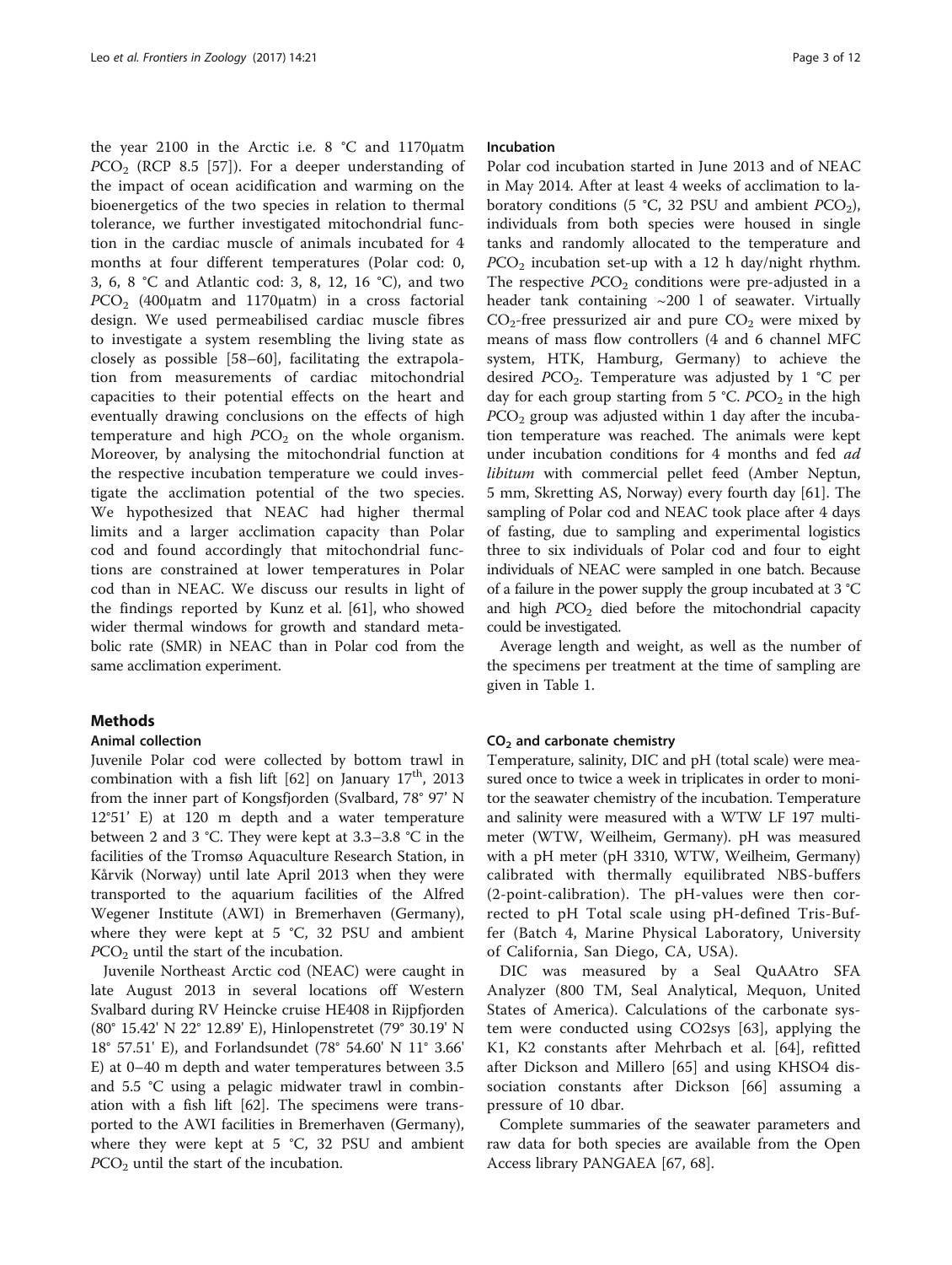the year 2100 in the Arctic i.e. 8 °C and 1170μatm $PCO_2$ (RCP 8.5 [57]). For a deeper understanding of the impact of ocean acidification and warming on the bioenergetics of the two species in relation to thermal tolerance, we further investigated mitochondrial function in the cardiac muscle of animals incubated for 4 months at four different temperatures (Polar cod: 0, 3, 6, 8 °C and Atlantic cod: 3, 8, 12, 16 °C), and two $PCO_2$ (400μatm and 1170μatm) in a cross factorial design. We used permeabilised cardiac muscle fibres to investigate a system resembling the living state as closely as possible [58–60], facilitating the extrapolation from measurements of cardiac mitochondrial capacities to their potential effects on the heart and eventually drawing conclusions on the effects of high temperature and high $PCO_2$ on the whole organism. Moreover, by analysing the mitochondrial function at the respective incubation temperature we could investigate the acclimation potential of the two species. We hypothesized that NEAC had higher thermal limits and a larger acclimation capacity than Polar cod and found accordingly that mitochondrial functions are constrained at lower temperatures in Polar cod than in NEAC. We discuss our results in light of the findings reported by Kunz et al. [61], who showed wider thermal windows for growth and standard metabolic rate (SMR) in NEAC than in Polar cod from the same acclimation experiment.

## Methods

### Animal collection

Juvenile Polar cod were collected by bottom trawl in combination with a fish lift [62] on January 17th, 2013 from the inner part of Kongsfjorden (Svalbard, 78° 97' N 12°51' E) at 120 m depth and a water temperature between 2 and 3 °C. They were kept at 3.3–3.8 °C in the facilities of the Tromsø Aquaculture Research Station, in Kårvik (Norway) until late April 2013 when they were transported to the aquarium facilities of the Alfred Wegener Institute (AWI) in Bremerhaven (Germany), where they were kept at 5 °C, 32 PSU and ambient $PCO_2$ until the start of the incubation.

Juvenile Northeast Arctic cod (NEAC) were caught in late August 2013 in several locations off Western Svalbard during RV Heincke cruise HE408 in Rijpfjorden (80° 15.42' N 22° 12.89' E), Hinlopenstretet (79° 30.19' N 18° 57.51' E), and Forlandsundet (78° 54.60' N 11° 3.66' E) at 0–40 m depth and water temperatures between 3.5 and 5.5 °C using a pelagic midwater trawl in combination with a fish lift [62]. The specimens were transported to the AWI facilities in Bremerhaven (Germany), where they were kept at 5 °C, 32 PSU and ambient $PCO_2$ until the start of the incubation.

### Incubation

Polar cod incubation started in June 2013 and of NEAC in May 2014. After at least 4 weeks of acclimation to laboratory conditions (5 °C, 32 PSU and ambient $PCO_2$), individuals from both species were housed in single tanks and randomly allocated to the temperature and $PCO_2$ incubation set-up with a 12 h day/night rhythm. The respective $PCO_2$ conditions were pre-adjusted in a header tank containing ~200 l of seawater. Virtually $CO_2$-free pressurized air and pure $CO_2$ were mixed by means of mass flow controllers (4 and 6 channel MFC system, HTK, Hamburg, Germany) to achieve the desired $PCO_2$. Temperature was adjusted by 1 °C per day for each group starting from 5 °C. $PCO_2$ in the high $PCO_2$ group was adjusted within 1 day after the incubation temperature was reached. The animals were kept under incubation conditions for 4 months and fed *ad libitum* with commercial pellet feed (Amber Neptun, 5 mm, Skretting AS, Norway) every fourth day [61]. The sampling of Polar cod and NEAC took place after 4 days of fasting, due to sampling and experimental logistics three to six individuals of Polar cod and four to eight individuals of NEAC were sampled in one batch. Because of a failure in the power supply the group incubated at 3 °C and high $PCO_2$ died before the mitochondrial capacity could be investigated.

Average length and weight, as well as the number of the specimens per treatment at the time of sampling are given in Table 1.

### $CO_2$ and carbonate chemistry

Temperature, salinity, DIC and pH (total scale) were measured once to twice a week in triplicates in order to monitor the seawater chemistry of the incubation. Temperature and salinity were measured with a WTW LF 197 multimeter (WTW, Weilheim, Germany). pH was measured with a pH meter (pH 3310, WTW, Weilheim, Germany) calibrated with thermally equilibrated NBS-buffers (2-point-calibration). The pH-values were then corrected to pH Total scale using pH-defined Tris-Buffer (Batch 4, Marine Physical Laboratory, University of California, San Diego, CA, USA).

DIC was measured by a Seal QuAAtro SFA Analyzer (800 TM, Seal Analytical, Mequon, United States of America). Calculations of the carbonate system were conducted using CO2sys [63], applying the K1, K2 constants after Mehrbach et al. [64], refitted after Dickson and Millero [65] and using KHSO4 dissociation constants after Dickson [66] assuming a pressure of 10 dbar.

Complete summaries of the seawater parameters and raw data for both species are available from the Open Access library PANGAEA [67, 68].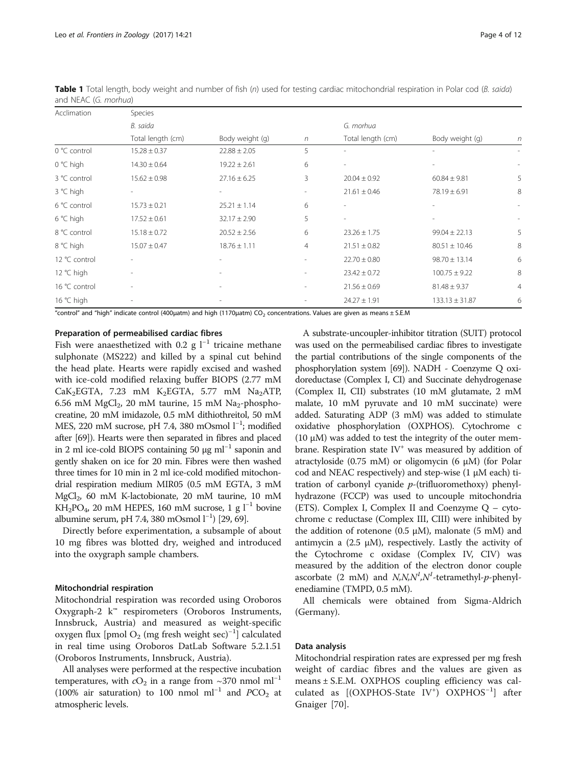**Table 1** Total length, body weight and number of fish (*n*) used for testing cardiac mitochondrial respiration in Polar cod (*B. saida*) and NEAC (*G. morhua*)

| Acclimation | Species | | | | | |
|---|---|---|---|---|---|---|
| | *B. saida* | | | *G. morhua* | | |
| | Total length (cm) | Body weight (g) | *n* | Total length (cm) | Body weight (g) | *n* |
| 0 °C control | 15.28 ± 0.37 | 22.88 ± 2.05 | 5 | - | - | - |
| 0 °C high | 14.30 ± 0.64 | 19.22 ± 2.61 | 6 | - | - | - |
| 3 °C control | 15.62 ± 0.98 | 27.16 ± 6.25 | 3 | 20.04 ± 0.92 | 60.84 ± 9.81 | 5 |
| 3 °C high | - | - | - | 21.61 ± 0.46 | 78.19 ± 6.91 | 8 |
| 6 °C control | 15.73 ± 0.21 | 25.21 ± 1.14 | 6 | - | - | - |
| 6 °C high | 17.52 ± 0.61 | 32.17 ± 2.90 | 5 | - | - | - |
| 8 °C control | 15.18 ± 0.72 | 20.52 ± 2.56 | 6 | 23.26 ± 1.75 | 99.04 ± 22.13 | 5 |
| 8 °C high | 15.07 ± 0.47 | 18.76 ± 1.11 | 4 | 21.51 ± 0.82 | 80.51 ± 10.46 | 8 |
| 12 °C control | - | - | - | 22.70 ± 0.80 | 98.70 ± 13.14 | 6 |
| 12 °C high | - | - | - | 23.42 ± 0.72 | 100.75 ± 9.22 | 8 |
| 16 °C control | - | - | - | 21.56 ± 0.69 | 81.48 ± 9.37 | 4 |
| 16 °C high | - | - | - | 24.27 ± 1.91 | 133.13 ± 31.87 | 6 |

"control" and "high" indicate control (400µatm) and high (1170µatm) $CO_2$ concentrations. Values are given as means ± S.E.M

### Preparation of permeabilised cardiac fibres

Fish were anaesthetized with 0.2 g $l^{-1}$ tricaine methane sulphonate (MS222) and killed by a spinal cut behind the head plate. Hearts were rapidly excised and washed with ice-cold modified relaxing buffer BIOPS (2.77 mM $CaK_2EGTA$, 7.23 mM $K_2EGTA$, 5.77 mM $Na_2ATP$, 6.56 mM $MgCl_2$, 20 mM taurine, 15 mM $Na_2$-phosphocreatine, 20 mM imidazole, 0.5 mM dithiothreitol, 50 mM MES, 220 mM sucrose, pH 7.4, 380 mOsmol $l^{-1}$; modified after [69]). Hearts were then separated in fibres and placed in 2 ml ice-cold BIOPS containing 50 µg $ml^{-1}$ saponin and gently shaken on ice for 20 min. Fibres were then washed three times for 10 min in 2 ml ice-cold modified mitochondrial respiration medium MIR05 (0.5 mM EGTA, 3 mM $MgCl_2$, 60 mM K-lactobionate, 20 mM taurine, 10 mM $KH_2PO_4$, 20 mM HEPES, 160 mM sucrose, 1 g $l^{-1}$ bovine albumine serum, pH 7.4, 380 mOsmol $l^{-1}$) [29, 69].

Directly before experimentation, a subsample of about 10 mg fibres was blotted dry, weighed and introduced into the oxygraph sample chambers.

### Mitochondrial respiration

Mitochondrial respiration was recorded using Oroboros Oxygraph-2 k™ respirometers (Oroboros Instruments, Innsbruck, Austria) and measured as weight-specific oxygen flux [pmol $O_2$ (mg fresh weight sec)$^{-1}$] calculated in real time using Oroboros DatLab Software 5.2.1.51 (Oroboros Instruments, Innsbruck, Austria).

All analyses were performed at the respective incubation temperatures, with $cO_2$ in a range from ~370 nmol $ml^{-1}$ (100% air saturation) to 100 nmol $ml^{-1}$ and $PCO_2$ at atmospheric levels.

A substrate-uncoupler-inhibitor titration (SUIT) protocol was used on the permeabilised cardiac fibres to investigate the partial contributions of the single components of the phosphorylation system [69]). NADH - Coenzyme Q oxidoreductase (Complex I, CI) and Succinate dehydrogenase (Complex II, CII) substrates (10 mM glutamate, 2 mM malate, 10 mM pyruvate and 10 mM succinate) were added. Saturating ADP (3 mM) was added to stimulate oxidative phosphorylation (OXPHOS). Cytochrome c (10 µM) was added to test the integrity of the outer membrane. Respiration state IV$^{+}$ was measured by addition of atractyloside (0.75 mM) or oligomycin (6 µM) (for Polar cod and NEAC respectively) and step-wise (1 µM each) titration of carbonyl cyanide *p*-(trifluoromethoxy) phenylhydrazone (FCCP) was used to uncouple mitochondria (ETS). Complex I, Complex II and Coenzyme Q – cytochrome c reductase (Complex III, CIII) were inhibited by the addition of rotenone (0.5 µM), malonate (5 mM) and antimycin a (2.5 µM), respectively. Lastly the activity of the Cytochrome c oxidase (Complex IV, CIV) was measured by the addition of the electron donor couple ascorbate (2 mM) and *N,N,N$^{1}$,N$^{1}$*-tetramethyl-*p*-phenylenediamine (TMPD, 0.5 mM).

All chemicals were obtained from Sigma-Aldrich (Germany).

### Data analysis

Mitochondrial respiration rates are expressed per mg fresh weight of cardiac fibres and the values are given as means ± S.E.M. OXPHOS coupling efficiency was calculated as [(OXPHOS-State IV$^{+}$) OXPHOS$^{-1}$] after Gnaiger [70].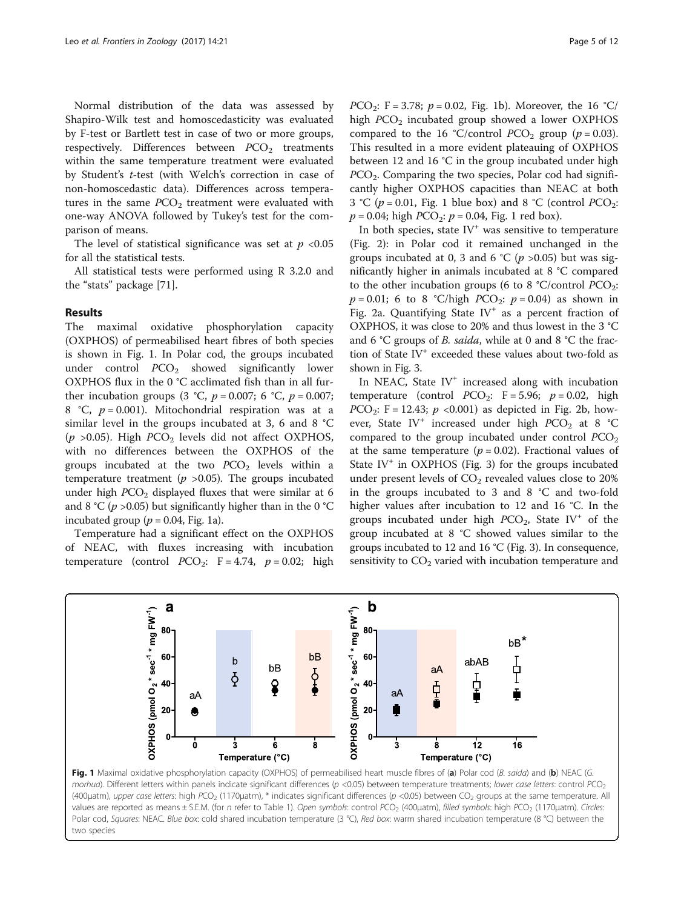Normal distribution of the data was assessed by Shapiro-Wilk test and homoscedasticity was evaluated by F-test or Bartlett test in case of two or more groups, respectively. Differences between $PCO_2$ treatments within the same temperature treatment were evaluated by Student's *t*-test (with Welch's correction in case of non-homoscedastic data). Differences across temperatures in the same $PCO_2$ treatment were evaluated with one-way ANOVA followed by Tukey's test for the comparison of means.

The level of statistical significance was set at $p < 0.05$ for all the statistical tests.

All statistical tests were performed using R 3.2.0 and the "stats" package [71].

## Results

The maximal oxidative phosphorylation capacity (OXPHOS) of permeabilised heart fibres of both species is shown in Fig. 1. In Polar cod, the groups incubated under control $PCO_2$ showed significantly lower OXPHOS flux in the 0 °C acclimated fish than in all further incubation groups (3 °C, $p = 0.007$; 6 °C, $p = 0.007$; 8 °C, $p = 0.001$). Mitochondrial respiration was at a similar level in the groups incubated at 3, 6 and 8 °C ($p > 0.05$). High $PCO_2$ levels did not affect OXPHOS, with no differences between the OXPHOS of the groups incubated at the two $PCO_2$ levels within a temperature treatment ($p > 0.05$). The groups incubated under high $PCO_2$ displayed fluxes that were similar at 6 and 8 °C ($p > 0.05$) but significantly higher than in the 0 °C incubated group ($p = 0.04$, Fig. 1a).

Temperature had a significant effect on the OXPHOS of NEAC, with fluxes increasing with incubation temperature (control $PCO_2$: $F = 4.74$, $p = 0.02$; high $PCO_2$: $F = 3.78$; $p = 0.02$, Fig. 1b). Moreover, the 16 °C/high $PCO_2$ incubated group showed a lower OXPHOS compared to the 16 °C/control $PCO_2$ group ($p = 0.03$). This resulted in a more evident plateauing of OXPHOS between 12 and 16 °C in the group incubated under high $PCO_2$. Comparing the two species, Polar cod had significantly higher OXPHOS capacities than NEAC at both 3 °C ($p = 0.01$, Fig. 1 blue box) and 8 °C (control $PCO_2$: $p = 0.04$; high $PCO_2$: $p = 0.04$, Fig. 1 red box).

In both species, state IV$^+$ was sensitive to temperature (Fig. 2): in Polar cod it remained unchanged in the groups incubated at 0, 3 and 6 °C ($p > 0.05$) but was significantly higher in animals incubated at 8 °C compared to the other incubation groups (6 to 8 °C/control $PCO_2$: $p = 0.01$; 6 to 8 °C/high $PCO_2$: $p = 0.04$) as shown in Fig. 2a. Quantifying State IV$^+$ as a percent fraction of OXPHOS, it was close to 20% and thus lowest in the 3 °C and 6 °C groups of *B. saida*, while at 0 and 8 °C the fraction of State IV$^+$ exceeded these values about two-fold as shown in Fig. 3.

In NEAC, State IV$^+$ increased along with incubation temperature (control $PCO_2$: $F = 5.96$; $p = 0.02$, high $PCO_2$: $F = 12.43$; $p < 0.001$) as depicted in Fig. 2b, however, State IV$^+$ increased under high $PCO_2$ at 8 °C compared to the group incubated under control $PCO_2$ at the same temperature ($p = 0.02$). Fractional values of State IV$^+$ in OXPHOS (Fig. 3) for the groups incubated under present levels of $CO_2$ revealed values close to 20% in the groups incubated to 3 and 8 °C and two-fold higher values after incubation to 12 and 16 °C. In the groups incubated under high $PCO_2$, State IV$^+$ of the group incubated at 8 °C showed values similar to the groups incubated to 12 and 16 °C (Fig. 3). In consequence, sensitivity to $CO_2$ varied with incubation temperature and

**Fig. 1** Maximal oxidative phosphorylation capacity (OXPHOS) of permeabilised heart muscle fibres of (**a**) Polar cod (*B. saida*) and (**b**) NEAC (*G. morhua*). Different letters within panels indicate significant differences ($p < 0.05$) between temperature treatments; *lower case letters*: control $PCO_2$ (400µatm), *upper case letters*: high $PCO_2$ (1170µatm), * indicates significant differences ($p < 0.05$) between $CO_2$ groups at the same temperature. All values are reported as means ± S.E.M. (for *n* refer to Table 1). *Open symbols*: control $PCO_2$ (400µatm), *filled symbols*: high $PCO_2$ (1170µatm). *Circles*: Polar cod, *Squares*: NEAC. *Blue box*: cold shared incubation temperature (3 °C), *Red box*: warm shared incubation temperature (8 °C) between the two species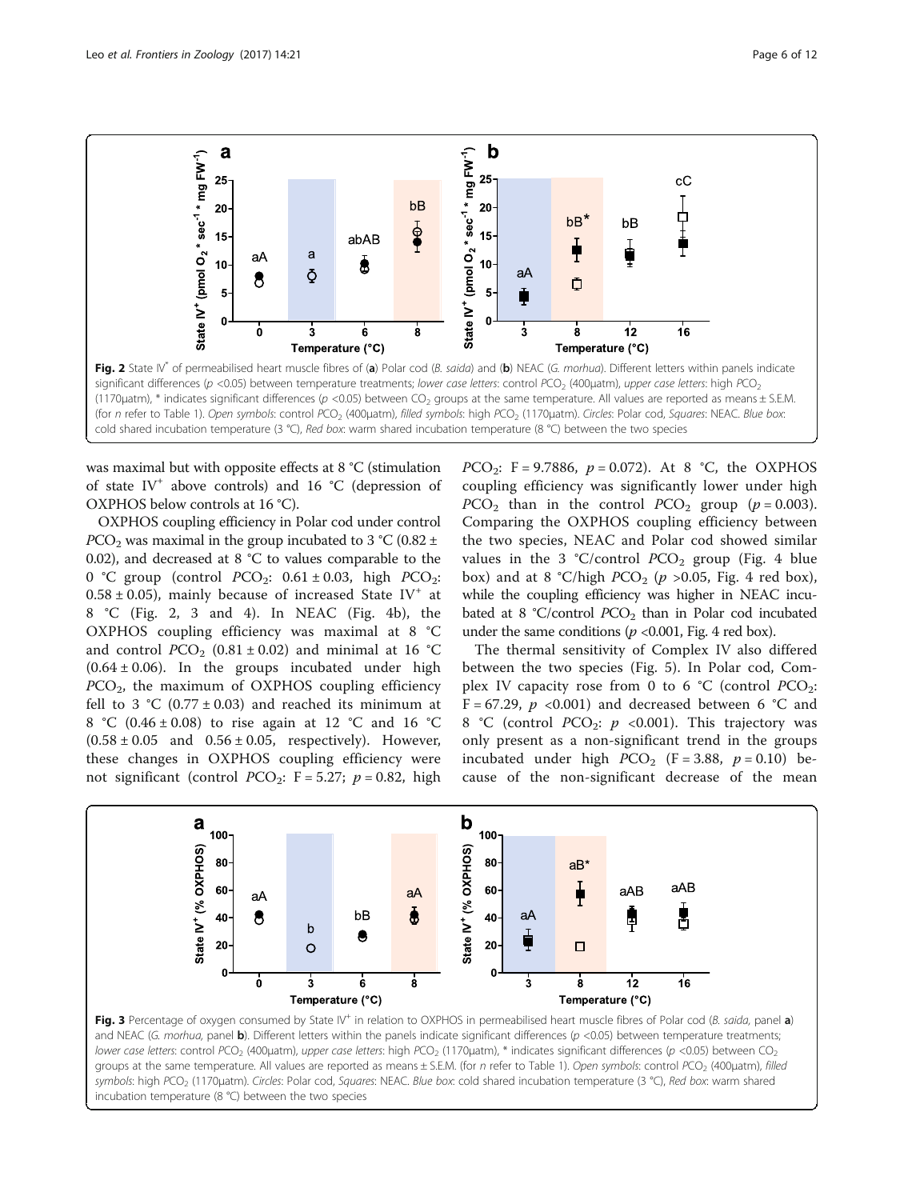**Fig. 2** State $IV^*$ of permeabilised heart muscle fibres of (**a**) Polar cod (*B. saida*) and (**b**) NEAC (*G. morhua*). Different letters within panels indicate significant differences ($p$ <0.05) between temperature treatments; *lower case letters*: control $PCO_2$ (400µatm), *upper case letters*: high $PCO_2$ (1170µatm), * indicates significant differences ($p$ <0.05) between $CO_2$ groups at the same temperature. All values are reported as means ± S.E.M. (for *n* refer to Table 1). *Open symbols*: control $PCO_2$ (400µatm), *filled symbols*: high $PCO_2$ (1170µatm). *Circles*: Polar cod, *Squares*: NEAC. *Blue box*: cold shared incubation temperature (3 °C), *Red box*: warm shared incubation temperature (8 °C) between the two species

was maximal but with opposite effects at 8 °C (stimulation of state $IV^+$ above controls) and 16 °C (depression of OXPHOS below controls at 16 °C).

OXPHOS coupling efficiency in Polar cod under control $PCO_2$ was maximal in the group incubated to 3 °C (0.82 ± 0.02), and decreased at 8 °C to values comparable to the 0 °C group (control $PCO_2$: 0.61 ± 0.03, high $PCO_2$: 0.58 ± 0.05), mainly because of increased State $IV^+$ at 8 °C (Fig. 2, 3 and 4). In NEAC (Fig. 4b), the OXPHOS coupling efficiency was maximal at 8 °C and control $PCO_2$ (0.81 ± 0.02) and minimal at 16 °C (0.64 ± 0.06). In the groups incubated under high $PCO_2$, the maximum of OXPHOS coupling efficiency fell to 3 °C (0.77 ± 0.03) and reached its minimum at 8 °C (0.46 ± 0.08) to rise again at 12 °C and 16 °C (0.58 ± 0.05 and 0.56 ± 0.05, respectively). However, these changes in OXPHOS coupling efficiency were not significant (control $PCO_2$: F = 5.27; $p$ = 0.82, high $PCO_2$: F = 9.7886, $p$ = 0.072). At 8 °C, the OXPHOS coupling efficiency was significantly lower under high $PCO_2$ than in the control $PCO_2$ group ($p$ = 0.003). Comparing the OXPHOS coupling efficiency between the two species, NEAC and Polar cod showed similar values in the 3 °C/control $PCO_2$ group (Fig. 4 blue box) and at 8 °C/high $PCO_2$ ($p$ >0.05, Fig. 4 red box), while the coupling efficiency was higher in NEAC incubated at 8 °C/control $PCO_2$ than in Polar cod incubated under the same conditions ($p$ <0.001, Fig. 4 red box).

The thermal sensitivity of Complex IV also differed between the two species (Fig. 5). In Polar cod, Complex IV capacity rose from 0 to 6 °C (control $PCO_2$: F = 67.29, $p$ <0.001) and decreased between 6 °C and 8 °C (control $PCO_2$: $p$ <0.001). This trajectory was only present as a non-significant trend in the groups incubated under high $PCO_2$ (F = 3.88, $p$ = 0.10) because of the non-significant decrease of the mean

**Fig. 3** Percentage of oxygen consumed by State $IV^+$ in relation to OXPHOS in permeabilised heart muscle fibres of Polar cod (*B. saida*, panel **a**) and NEAC (*G. morhua*, panel **b**). Different letters within the panels indicate significant differences ($p$ <0.05) between temperature treatments; *lower case letters*: control $PCO_2$ (400µatm), *upper case letters*: high $PCO_2$ (1170µatm), * indicates significant differences ($p$ <0.05) between $CO_2$ groups at the same temperature. All values are reported as means ± S.E.M. (for *n* refer to Table 1). *Open symbols*: control $PCO_2$ (400µatm), *filled symbols*: high $PCO_2$ (1170µatm). *Circles*: Polar cod, *Squares*: NEAC. *Blue box*: cold shared incubation temperature (3 °C), *Red box*: warm shared incubation temperature (8 °C) between the two species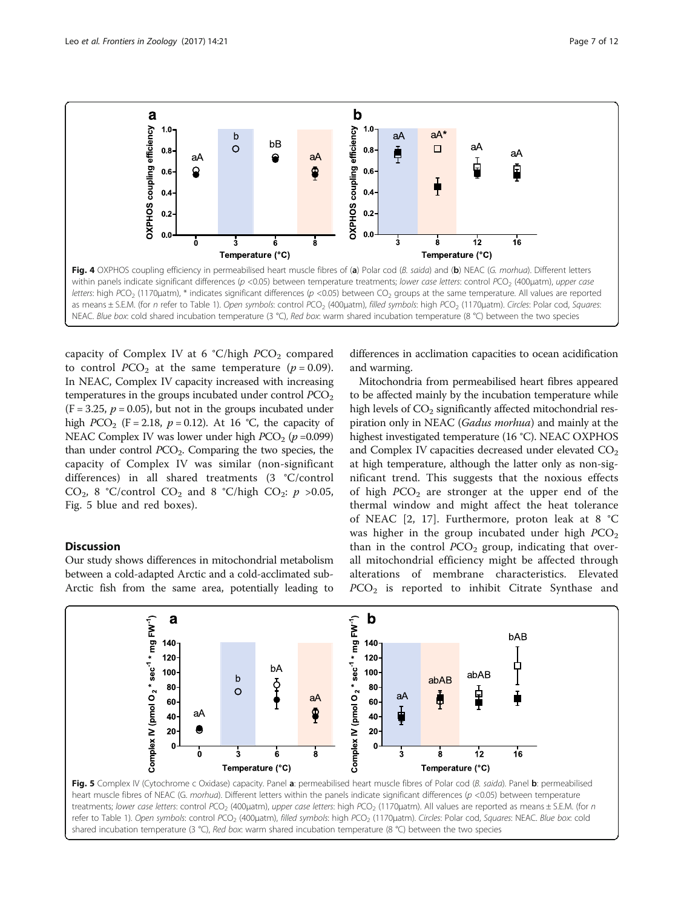Fig. 4 OXPHOS coupling efficiency in permeabilised heart muscle fibres of (**a**) Polar cod (*B. saida*) and (**b**) NEAC (*G. morhua*). Different letters within panels indicate significant differences ($p$ <0.05) between temperature treatments; *lower case letters*: control $PCO_2$ (400µatm), *upper case letters*: high $PCO_2$ (1170µatm), * indicates significant differences ($p$ <0.05) between $CO_2$ groups at the same temperature. All values are reported as means ± S.E.M. (for *n* refer to Table 1). *Open symbols*: control $PCO_2$ (400µatm), *filled symbols*: high $PCO_2$ (1170µatm). *Circles*: Polar cod, *Squares*: NEAC. *Blue box*: cold shared incubation temperature (3 °C), *Red box*: warm shared incubation temperature (8 °C) between the two species

capacity of Complex IV at 6 °C/high $PCO_2$ compared to control $PCO_2$ at the same temperature ($p$ = 0.09). In NEAC, Complex IV capacity increased with increasing temperatures in the groups incubated under control $PCO_2$ (F = 3.25, $p$ = 0.05), but not in the groups incubated under high $PCO_2$ (F = 2.18, $p$ = 0.12). At 16 °C, the capacity of NEAC Complex IV was lower under high $PCO_2$ ($p$ =0.099) than under control $PCO_2$. Comparing the two species, the capacity of Complex IV was similar (non-significant differences) in all shared treatments (3 °C/control $CO_2$, 8 °C/control $CO_2$ and 8 °C/high $CO_2$: $p$ >0.05, Fig. 5 blue and red boxes).

## Discussion

Our study shows differences in mitochondrial metabolism between a cold-adapted Arctic and a cold-acclimated sub-Arctic fish from the same area, potentially leading to differences in acclimation capacities to ocean acidification and warming.

Mitochondria from permeabilised heart fibres appeared to be affected mainly by the incubation temperature while high levels of $CO_2$ significantly affected mitochondrial respiration only in NEAC (*Gadus morhua*) and mainly at the highest investigated temperature (16 °C). NEAC OXPHOS and Complex IV capacities decreased under elevated $CO_2$ at high temperature, although the latter only as non-significant trend. This suggests that the noxious effects of high $PCO_2$ are stronger at the upper end of the thermal window and might affect the heat tolerance of NEAC [2, 17]. Furthermore, proton leak at 8 °C was higher in the group incubated under high $PCO_2$ than in the control $PCO_2$ group, indicating that overall mitochondrial efficiency might be affected through alterations of membrane characteristics. Elevated $PCO_2$ is reported to inhibit Citrate Synthase and

Fig. 5 Complex IV (Cytochrome c Oxidase) capacity. Panel **a**: permeabilised heart muscle fibres of Polar cod (*B. saida*). Panel **b**: permeabilised heart muscle fibres of NEAC (G. *morhua*). Different letters within the panels indicate significant differences ($p$ <0.05) between temperature treatments; *lower case letters*: control $PCO_2$ (400µatm), *upper case letters*: high $PCO_2$ (1170µatm). All values are reported as means ± S.E.M. (for *n* refer to Table 1). *Open symbols*: control $PCO_2$ (400µatm), *filled symbols*: high $PCO_2$ (1170µatm). *Circles*: Polar cod, *Squares*: NEAC. *Blue box*: cold shared incubation temperature (3 °C), *Red box*: warm shared incubation temperature (8 °C) between the two species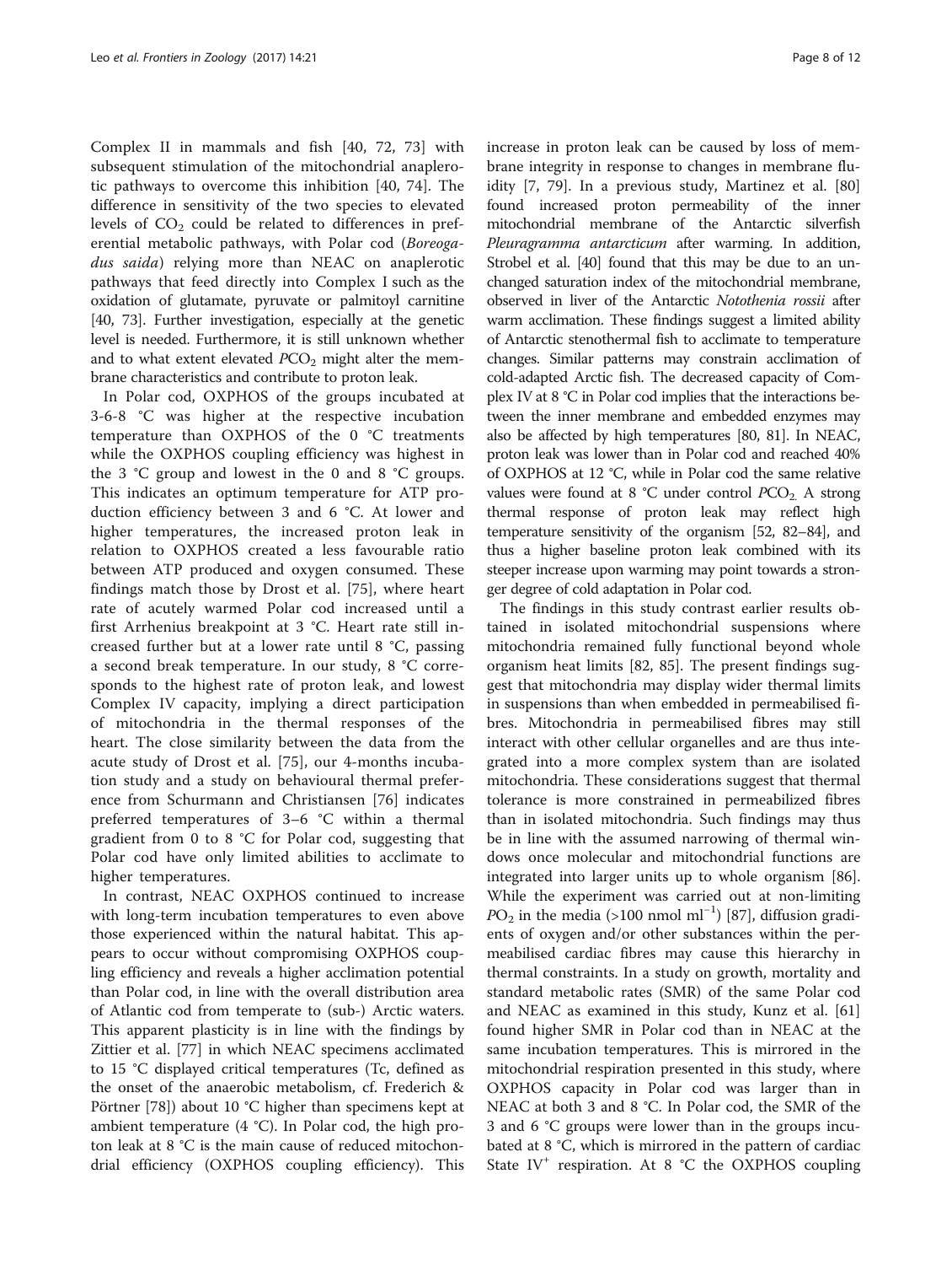Complex II in mammals and fish [40, 72, 73] with subsequent stimulation of the mitochondrial anaplerotic pathways to overcome this inhibition [40, 74]. The difference in sensitivity of the two species to elevated levels of $CO_2$ could be related to differences in preferential metabolic pathways, with Polar cod (*Boreogadus saida*) relying more than NEAC on anaplerotic pathways that feed directly into Complex I such as the oxidation of glutamate, pyruvate or palmitoyl carnitine [40, 73]. Further investigation, especially at the genetic level is needed. Furthermore, it is still unknown whether and to what extent elevated $PCO_2$ might alter the membrane characteristics and contribute to proton leak.

In Polar cod, OXPHOS of the groups incubated at 3-6-8 °C was higher at the respective incubation temperature than OXPHOS of the 0 °C treatments while the OXPHOS coupling efficiency was highest in the 3 °C group and lowest in the 0 and 8 °C groups. This indicates an optimum temperature for ATP production efficiency between 3 and 6 °C. At lower and higher temperatures, the increased proton leak in relation to OXPHOS created a less favourable ratio between ATP produced and oxygen consumed. These findings match those by Drost et al. [75], where heart rate of acutely warmed Polar cod increased until a first Arrhenius breakpoint at 3 °C. Heart rate still increased further but at a lower rate until 8 °C, passing a second break temperature. In our study, 8 °C corresponds to the highest rate of proton leak, and lowest Complex IV capacity, implying a direct participation of mitochondria in the thermal responses of the heart. The close similarity between the data from the acute study of Drost et al. [75], our 4-months incubation study and a study on behavioural thermal preference from Schurmann and Christiansen [76] indicates preferred temperatures of 3–6 °C within a thermal gradient from 0 to 8 °C for Polar cod, suggesting that Polar cod have only limited abilities to acclimate to higher temperatures.

In contrast, NEAC OXPHOS continued to increase with long-term incubation temperatures to even above those experienced within the natural habitat. This appears to occur without compromising OXPHOS coupling efficiency and reveals a higher acclimation potential than Polar cod, in line with the overall distribution area of Atlantic cod from temperate to (sub-) Arctic waters. This apparent plasticity is in line with the findings by Zittier et al. [77] in which NEAC specimens acclimated to 15 °C displayed critical temperatures (Tc, defined as the onset of the anaerobic metabolism, cf. Frederich & Pörtner [78]) about 10 °C higher than specimens kept at ambient temperature (4 °C). In Polar cod, the high proton leak at 8 °C is the main cause of reduced mitochondrial efficiency (OXPHOS coupling efficiency). This increase in proton leak can be caused by loss of membrane integrity in response to changes in membrane fluidity [7, 79]. In a previous study, Martinez et al. [80] found increased proton permeability of the inner mitochondrial membrane of the Antarctic silverfish *Pleuragramma antarcticum* after warming. In addition, Strobel et al. [40] found that this may be due to an unchanged saturation index of the mitochondrial membrane, observed in liver of the Antarctic *Notothenia rossii* after warm acclimation. These findings suggest a limited ability of Antarctic stenothermal fish to acclimate to temperature changes. Similar patterns may constrain acclimation of cold-adapted Arctic fish. The decreased capacity of Complex IV at 8 °C in Polar cod implies that the interactions between the inner membrane and embedded enzymes may also be affected by high temperatures [80, 81]. In NEAC, proton leak was lower than in Polar cod and reached 40% of OXPHOS at 12 °C, while in Polar cod the same relative values were found at 8 °C under control $PCO_2$. A strong thermal response of proton leak may reflect high temperature sensitivity of the organism [52, 82–84], and thus a higher baseline proton leak combined with its steeper increase upon warming may point towards a stronger degree of cold adaptation in Polar cod.

The findings in this study contrast earlier results obtained in isolated mitochondrial suspensions where mitochondria remained fully functional beyond whole organism heat limits [82, 85]. The present findings suggest that mitochondria may display wider thermal limits in suspensions than when embedded in permeabilised fibres. Mitochondria in permeabilised fibres may still interact with other cellular organelles and are thus integrated into a more complex system than are isolated mitochondria. These considerations suggest that thermal tolerance is more constrained in permeabilized fibres than in isolated mitochondria. Such findings may thus be in line with the assumed narrowing of thermal windows once molecular and mitochondrial functions are integrated into larger units up to whole organism [86]. While the experiment was carried out at non-limiting $PO_2$ in the media (>100 nmol ml$^{-1}$) [87], diffusion gradients of oxygen and/or other substances within the permeabilised cardiac fibres may cause this hierarchy in thermal constraints. In a study on growth, mortality and standard metabolic rates (SMR) of the same Polar cod and NEAC as examined in this study, Kunz et al. [61] found higher SMR in Polar cod than in NEAC at the same incubation temperatures. This is mirrored in the mitochondrial respiration presented in this study, where OXPHOS capacity in Polar cod was larger than in NEAC at both 3 and 8 °C. In Polar cod, the SMR of the 3 and 6 °C groups were lower than in the groups incubated at 8 °C, which is mirrored in the pattern of cardiac State IV$^+$ respiration. At 8 °C the OXPHOS coupling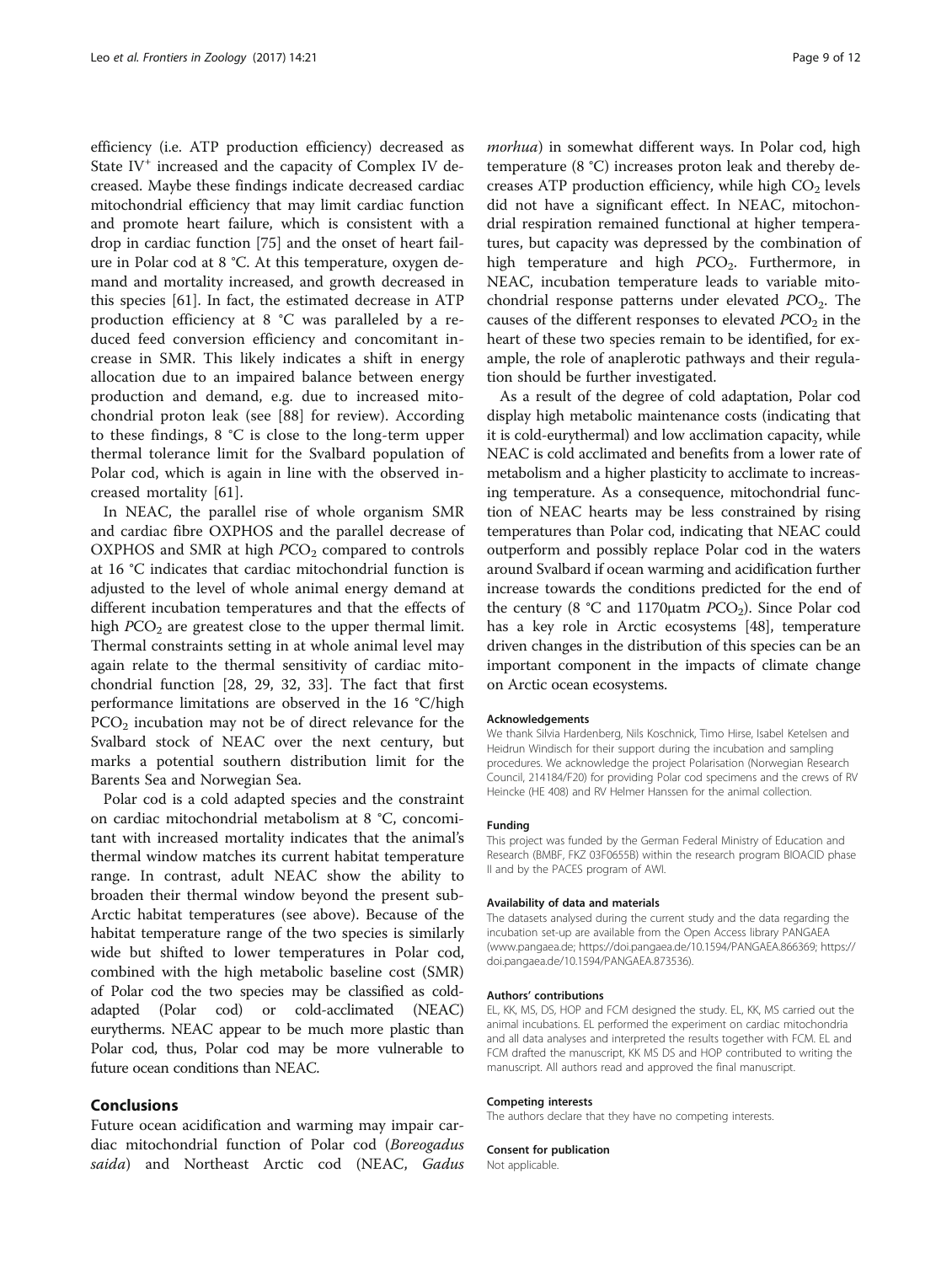efficiency (i.e. ATP production efficiency) decreased as State $IV^+$ increased and the capacity of Complex IV decreased. Maybe these findings indicate decreased cardiac mitochondrial efficiency that may limit cardiac function and promote heart failure, which is consistent with a drop in cardiac function [75] and the onset of heart failure in Polar cod at 8 °C. At this temperature, oxygen demand and mortality increased, and growth decreased in this species [61]. In fact, the estimated decrease in ATP production efficiency at 8 °C was paralleled by a reduced feed conversion efficiency and concomitant increase in SMR. This likely indicates a shift in energy allocation due to an impaired balance between energy production and demand, e.g. due to increased mitochondrial proton leak (see [88] for review). According to these findings, 8 °C is close to the long-term upper thermal tolerance limit for the Svalbard population of Polar cod, which is again in line with the observed increased mortality [61].

In NEAC, the parallel rise of whole organism SMR and cardiac fibre OXPHOS and the parallel decrease of OXPHOS and SMR at high $PCO_2$ compared to controls at 16 °C indicates that cardiac mitochondrial function is adjusted to the level of whole animal energy demand at different incubation temperatures and that the effects of high $PCO_2$ are greatest close to the upper thermal limit. Thermal constraints setting in at whole animal level may again relate to the thermal sensitivity of cardiac mitochondrial function [28, 29, 32, 33]. The fact that first performance limitations are observed in the 16 °C/high $PCO_2$ incubation may not be of direct relevance for the Svalbard stock of NEAC over the next century, but marks a potential southern distribution limit for the Barents Sea and Norwegian Sea.

Polar cod is a cold adapted species and the constraint on cardiac mitochondrial metabolism at 8 °C, concomitant with increased mortality indicates that the animal's thermal window matches its current habitat temperature range. In contrast, adult NEAC show the ability to broaden their thermal window beyond the present sub-Arctic habitat temperatures (see above). Because of the habitat temperature range of the two species is similarly wide but shifted to lower temperatures in Polar cod, combined with the high metabolic baseline cost (SMR) of Polar cod the two species may be classified as cold-adapted (Polar cod) or cold-acclimated (NEAC) eurytherms. NEAC appear to be much more plastic than Polar cod, thus, Polar cod may be more vulnerable to future ocean conditions than NEAC.

## Conclusions

Future ocean acidification and warming may impair cardiac mitochondrial function of Polar cod (*Boreogadus saida*) and Northeast Arctic cod (NEAC, *Gadus morhua*) in somewhat different ways. In Polar cod, high temperature (8 °C) increases proton leak and thereby decreases ATP production efficiency, while high $CO_2$ levels did not have a significant effect. In NEAC, mitochondrial respiration remained functional at higher temperatures, but capacity was depressed by the combination of high temperature and high $PCO_2$. Furthermore, in NEAC, incubation temperature leads to variable mitochondrial response patterns under elevated $PCO_2$. The causes of the different responses to elevated $PCO_2$ in the heart of these two species remain to be identified, for example, the role of anaplerotic pathways and their regulation should be further investigated.

As a result of the degree of cold adaptation, Polar cod display high metabolic maintenance costs (indicating that it is cold-eurythermal) and low acclimation capacity, while NEAC is cold acclimated and benefits from a lower rate of metabolism and a higher plasticity to acclimate to increasing temperature. As a consequence, mitochondrial function of NEAC hearts may be less constrained by rising temperatures than Polar cod, indicating that NEAC could outperform and possibly replace Polar cod in the waters around Svalbard if ocean warming and acidification further increase towards the conditions predicted for the end of the century (8 °C and 1170μatm $PCO_2$). Since Polar cod has a key role in Arctic ecosystems [48], temperature driven changes in the distribution of this species can be an important component in the impacts of climate change on Arctic ocean ecosystems.

#### Acknowledgements

We thank Silvia Hardenberg, Nils Koschnick, Timo Hirse, Isabel Ketelsen and Heidrun Windisch for their support during the incubation and sampling procedures. We acknowledge the project Polarisation (Norwegian Research Council, 214184/F20) for providing Polar cod specimens and the crews of RV Heincke (HE 408) and RV Helmer Hanssen for the animal collection.

#### Funding

This project was funded by the German Federal Ministry of Education and Research (BMBF, FKZ 03F0655B) within the research program BIOACID phase II and by the PACES program of AWI.

#### Availability of data and materials

The datasets analysed during the current study and the data regarding the incubation set-up are available from the Open Access library PANGAEA (www.pangaea.de; https://doi.pangaea.de/10.1594/PANGAEA.866369; https://doi.pangaea.de/10.1594/PANGAEA.873536).

#### Authors' contributions

EL, KK, MS, DS, HOP and FCM designed the study. EL, KK, MS carried out the animal incubations. EL performed the experiment on cardiac mitochondria and all data analyses and interpreted the results together with FCM. EL and FCM drafted the manuscript, KK MS DS and HOP contributed to writing the manuscript. All authors read and approved the final manuscript.

#### Competing interests

The authors declare that they have no competing interests.

#### Consent for publication

Not applicable.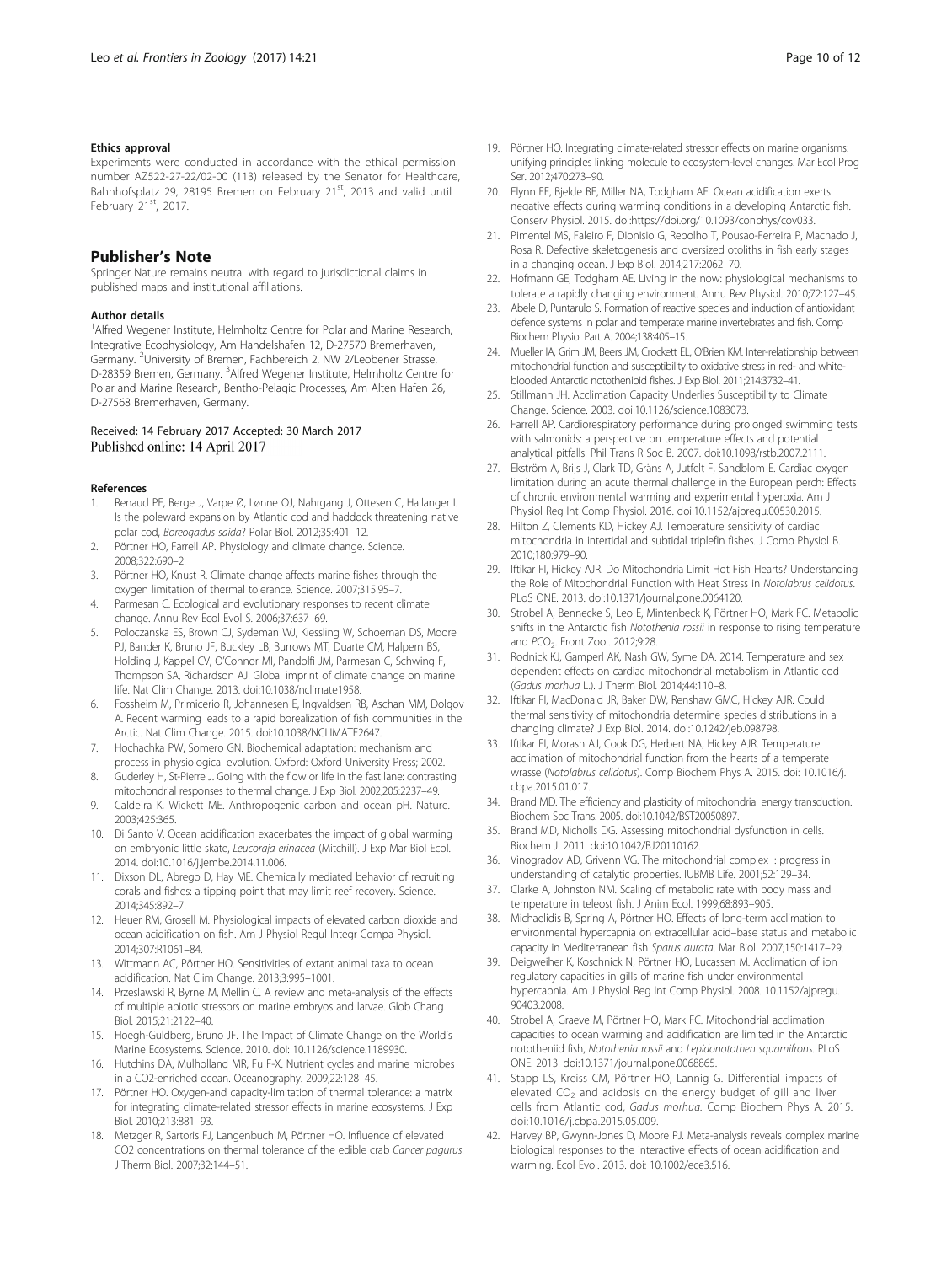#### Ethics approval

Experiments were conducted in accordance with the ethical permission number AZ522-27-22/02-00 (113) released by the Senator for Healthcare, Bahnhofsplatz 29, 28195 Bremen on February 21[st], 2013 and valid until February 21[st], 2017.

## Publisher's Note

Springer Nature remains neutral with regard to jurisdictional claims in published maps and institutional affiliations.

#### Author details

[1]Alfred Wegener Institute, Helmholtz Centre for Polar and Marine Research, Integrative Ecophysiology, Am Handelshafen 12, D-27570 Bremerhaven, Germany. [2]University of Bremen, Fachbereich 2, NW 2/Leobener Strasse, D-28359 Bremen, Germany. [3]Alfred Wegener Institute, Helmholtz Centre for Polar and Marine Research, Bentho-Pelagic Processes, Am Alten Hafen 26, D-27568 Bremerhaven, Germany.

Received: 14 February 2017 Accepted: 30 March 2017
Published online: 14 April 2017

#### References

1. Renaud PE, Berge J, Varpe Ø, Lønne OJ, Nahrgang J, Ottesen C, Hallanger I. Is the poleward expansion by Atlantic cod and haddock threatening native polar cod, *Boreogadus saida*? Polar Biol. 2012;35:401–12.
2. Pörtner HO, Farrell AP. Physiology and climate change. Science. 2008;322:690–2.
3. Pörtner HO, Knust R. Climate change affects marine fishes through the oxygen limitation of thermal tolerance. Science. 2007;315:95–7.
4. Parmesan C. Ecological and evolutionary responses to recent climate change. Annu Rev Ecol Evol S. 2006;37:637–69.
5. Poloczanska ES, Brown CJ, Sydeman WJ, Kiessling W, Schoeman DS, Moore PJ, Bander K, Bruno JF, Buckley LB, Burrows MT, Duarte CM, Halpern BS, Holding J, Kappel CV, O'Connor MI, Pandolfi JM, Parmesan C, Schwing F, Thompson SA, Richardson AJ. Global imprint of climate change on marine life. Nat Clim Change. 2013. doi:10.1038/nclimate1958.
6. Fossheim M, Primicerio R, Johannesen E, Ingvaldsen RB, Aschan MM, Dolgov A. Recent warming leads to a rapid borealization of fish communities in the Arctic. Nat Clim Change. 2015. doi:10.1038/NCLIMATE2647.
7. Hochachka PW, Somero GN. Biochemical adaptation: mechanism and process in physiological evolution. Oxford: Oxford University Press; 2002.
8. Guderley H, St-Pierre J. Going with the flow or life in the fast lane: contrasting mitochondrial responses to thermal change. J Exp Biol. 2002;205:2237–49.
9. Caldeira K, Wickett ME. Anthropogenic carbon and ocean pH. Nature. 2003;425:365.
10. Di Santo V. Ocean acidification exacerbates the impact of global warming on embryonic little skate, *Leucoraja erinacea* (Mitchill). J Exp Mar Biol Ecol. 2014. doi:10.1016/j.jembe.2014.11.006.
11. Dixson DL, Abrego D, Hay ME. Chemically mediated behavior of recruiting corals and fishes: a tipping point that may limit reef recovery. Science. 2014;345:892–7.
12. Heuer RM, Grosell M. Physiological impacts of elevated carbon dioxide and ocean acidification on fish. Am J Physiol Regul Integr Compa Physiol. 2014;307:R1061–84.
13. Wittmann AC, Pörtner HO. Sensitivities of extant animal taxa to ocean acidification. Nat Clim Change. 2013;3:995–1001.
14. Przeslawski R, Byrne M, Mellin C. A review and meta-analysis of the effects of multiple abiotic stressors on marine embryos and larvae. Glob Chang Biol. 2015;21:2122–40.
15. Hoegh-Guldberg, Bruno JF. The Impact of Climate Change on the World's Marine Ecosystems. Science. 2010. doi: 10.1126/science.1189930.
16. Hutchins DA, Mulholland MR, Fu F-X. Nutrient cycles and marine microbes in a CO2-enriched ocean. Oceanography. 2009;22:128–45.
17. Pörtner HO. Oxygen-and capacity-limitation of thermal tolerance: a matrix for integrating climate-related stressor effects in marine ecosystems. J Exp Biol. 2010;213:881–93.
18. Metzger R, Sartoris FJ, Langenbuch M, Pörtner HO. Influence of elevated CO2 concentrations on thermal tolerance of the edible crab *Cancer pagurus*. J Therm Biol. 2007;32:144–51.
19. Pörtner HO. Integrating climate-related stressor effects on marine organisms: unifying principles linking molecule to ecosystem-level changes. Mar Ecol Prog Ser. 2012;470:273–90.
20. Flynn EE, Bjelde BE, Miller NA, Todgham AE. Ocean acidification exerts negative effects during warming conditions in a developing Antarctic fish. Conserv Physiol. 2015. doi:https://doi.org/10.1093/conphys/cov033.
21. Pimentel MS, Faleiro F, Dionisio G, Repolho T, Pousao-Ferreira P, Machado J, Rosa R. Defective skeletogenesis and oversized otoliths in fish early stages in a changing ocean. J Exp Biol. 2014;217:2062–70.
22. Hofmann GE, Todgham AE. Living in the now: physiological mechanisms to tolerate a rapidly changing environment. Annu Rev Physiol. 2010;72:127–45.
23. Abele D, Puntarulo S. Formation of reactive species and induction of antioxidant defence systems in polar and temperate marine invertebrates and fish. Comp Biochem Physiol Part A. 2004;138:405–15.
24. Mueller IA, Grim JM, Beers JM, Crockett EL, O'Brien KM. Inter-relationship between mitochondrial function and susceptibility to oxidative stress in red- and white-blooded Antarctic notothenioid fishes. J Exp Biol. 2011;214:3732–41.
25. Stillmann JH. Acclimation Capacity Underlies Susceptibility to Climate Change. Science. 2003. doi:10.1126/science.1083073.
26. Farrell AP. Cardiorespiratory performance during prolonged swimming tests with salmonids: a perspective on temperature effects and potential analytical pitfalls. Phil Trans R Soc B. 2007. doi:10.1098/rstb.2007.2111.
27. Ekström A, Brijs J, Clark TD, Gräns A, Jutfelt F, Sandblom E. Cardiac oxygen limitation during an acute thermal challenge in the European perch: Effects of chronic environmental warming and experimental hyperoxia. Am J Physiol Reg Int Comp Physiol. 2016. doi:10.1152/ajpregu.00530.2015.
28. Hilton Z, Clements KD, Hickey AJ. Temperature sensitivity of cardiac mitochondria in intertidal and subtidal triplefin fishes. J Comp Physiol B. 2010;180:979–90.
29. Iftikar FI, Hickey AJR. Do Mitochondria Limit Hot Fish Hearts? Understanding the Role of Mitochondrial Function with Heat Stress in *Notolabrus celidotus*. PLoS ONE. 2013. doi:10.1371/journal.pone.0064120.
30. Strobel A, Bennecke S, Leo E, Mintenbeck K, Pörtner HO, Mark FC. Metabolic shifts in the Antarctic fish *Notothenia rossii* in response to rising temperature and $PCO_2$. Front Zool. 2012;9:28.
31. Rodnick KJ, Gamperl AK, Nash GW, Syme DA. 2014. Temperature and sex dependent effects on cardiac mitochondrial metabolism in Atlantic cod (*Gadus morhua* L.). J Therm Biol. 2014;44:110–8.
32. Iftikar FI, MacDonald JR, Baker DW, Renshaw GMC, Hickey AJR. Could thermal sensitivity of mitochondria determine species distributions in a changing climate? J Exp Biol. 2014. doi:10.1242/jeb.098798.
33. Iftikar FI, Morash AJ, Cook DG, Herbert NA, Hickey AJR. Temperature acclimation of mitochondrial function from the hearts of a temperate wrasse (*Notolabrus celidotus*). Comp Biochem Phys A. 2015. doi: 10.1016/j.cbpa.2015.01.017.
34. Brand MD. The efficiency and plasticity of mitochondrial energy transduction. Biochem Soc Trans. 2005. doi:10.1042/BST20050897.
35. Brand MD, Nicholls DG. Assessing mitochondrial dysfunction in cells. Biochem J. 2011. doi:10.1042/BJ20110162.
36. Vinogradov AD, Grivenn VG. The mitochondrial complex I: progress in understanding of catalytic properties. IUBMB Life. 2001;52:129–34.
37. Clarke A, Johnston NM. Scaling of metabolic rate with body mass and temperature in teleost fish. J Anim Ecol. 1999;68:893–905.
38. Michaelidis B, Spring A, Pörtner HO. Effects of long-term acclimation to environmental hypercapnia on extracellular acid–base status and metabolic capacity in Mediterranean fish *Sparus aurata*. Mar Biol. 2007;150:1417–29.
39. Deigweiher K, Koschnick N, Pörtner HO, Lucassen M. Acclimation of ion regulatory capacities in gills of marine fish under environmental hypercapnia. Am J Physiol Reg Int Comp Physiol. 2008. 10.1152/ajpregu.90403.2008.
40. Strobel A, Graeve M, Pörtner HO, Mark FC. Mitochondrial acclimation capacities to ocean warming and acidification are limited in the Antarctic nototheniid fish, *Notothenia rossii* and *Lepidonotothen squamifrons*. PLoS ONE. 2013. doi:10.1371/journal.pone.0068865.
41. Stapp LS, Kreiss CM, Pörtner HO, Lannig G. Differential impacts of elevated $CO_2$ and acidosis on the energy budget of gill and liver cells from Atlantic cod, *Gadus morhua*. Comp Biochem Phys A. 2015. doi:10.1016/j.cbpa.2015.05.009.
42. Harvey BP, Gwynn-Jones D, Moore PJ. Meta-analysis reveals complex marine biological responses to the interactive effects of ocean acidification and warming. Ecol Evol. 2013. doi: 10.1002/ece3.516.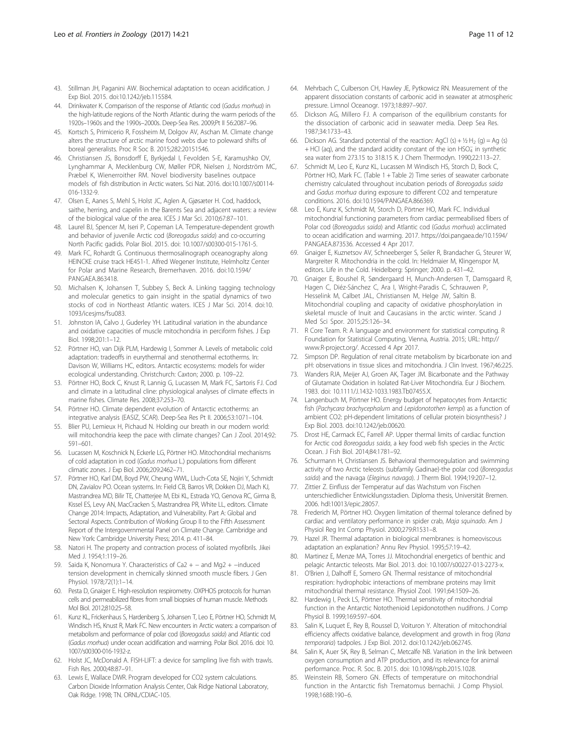43. Stillman JH, Paganini AW. Biochemical adaptation to ocean acidification. J Exp Biol. 2015. doi:10.1242/jeb.115584.
44. Drinkwater K. Comparison of the response of Atlantic cod (*Gadus morhua*) in the high-latitude regions of the North Atlantic during the warm periods of the 1920s–1960s and the 1990s–2000s. Deep-Sea Res. 2009;Pt II 56:2087–96.
45. Kortsch S, Primicerio R, Fossheim M, Dolgov AV, Aschan M. Climate change alters the structure of arctic marine food webs due to poleward shifts of boreal generalists. Proc R Soc B. 2015;282:20151546.
46. Christiansen JS, Bonsdorff E, Byrkjedal I, Fevolden S-E, Karamushko OV, Lynghammar A, Mecklenburg CW, Møller PDR, Nielsen J, Nordström MC, Præbel K, Wienerroither RM. Novel biodiversity baselines outpace models of fish distribution in Arctic waters. Sci Nat. 2016. doi:10.1007/s00114-016-1332-9.
47. Olsen E, Aanes S, Mehl S, Holst JC, Aglen A, Gjøsæter H. Cod, haddock, saithe, herring, and capelin in the Barents Sea and adjacent waters: a review of the biological value of the area. ICES J Mar Sci. 2010;67:87–101.
48. Laurel BJ, Spencer M, Iseri P, Copeman LA. Temperature-dependent growth and behavior of juvenile Arctic cod (*Boreogadus saida*) and co-occurring North Pacific gadids. Polar Biol. 2015. doi: 10.1007/s00300-015-1761-5.
49. Mark FC, Rohardt G. Continuous thermosalinograph oceanography along HEINCKE cruise track HE451-1. Alfred Wegener Institute, Helmholtz Center for Polar and Marine Research, Bremerhaven. 2016. doi:10.1594/PANGAEA.863418.
50. Michalsen K, Johansen T, Subbey S, Beck A. Linking tagging technology and molecular genetics to gain insight in the spatial dynamics of two stocks of cod in Northeast Atlantic waters. ICES J Mar Sci. 2014. doi:10.1093/icesjms/fsu083.
51. Johnston IA, Calvo J, Guderley YH. Latitudinal variation in the abundance and oxidative capacities of muscle mitochondria in perciform fishes. J Exp Biol. 1998;201:1–12.
52. Pörtner HO, van Dijk PLM, Hardewig I, Sommer A. Levels of metabolic cold adaptation: tradeoffs in eurythermal and stenothermal ectotherms. In: Davison W, Williams HC, editors. Antarctic ecosystems: models for wider ecological understanding. Christchurch: Caxton; 2000. p. 109–22.
53. Pörtner HO, Bock C, Knust R, Lannig G, Lucassen M, Mark FC, Sartoris FJ. Cod and climate in a latitudinal cline: physiological analyses of climate effects in marine fishes. Climate Res. 2008;37:253–70.
54. Pörtner HO. Climate dependent evolution of Antarctic ectotherms: an integrative analysis (EASIZ, SCAR). Deep-Sea Res Pt II. 2006;53:1071–104.
55. Blier PU, Lemieux H, Pichaud N. Holding our breath in our modern world: will mitochondria keep the pace with climate changes? Can J Zool. 2014;92:591–601.
56. Lucassen M, Koschnick N, Eckerle LG, Pörtner HO. Mitochondrial mechanisms of cold adaptation in cod (*Gadus morhua* L.) populations from different climatic zones. J Exp Biol. 2006;209:2462–71.
57. Pörtner HO, Karl DM, Boyd PW, Cheung WWL, Lluch-Cota SE, Nojiri Y, Schmidt DN, Zavialov PO. Ocean systems. In: Field CB, Barros VR, Dokken DJ, Mach KJ, Mastrandrea MD, Bilir TE, Chatterjee M, Ebi KL, Estrada YO, Genova RC, Girma B, Kissel ES, Levy AN, MacCracken S, Mastrandrea PR, White LL, editors. Climate Change 2014: Impacts, Adaptation, and Vulnerability. Part A: Global and Sectoral Aspects. Contribution of Working Group II to the Fifth Assessment Report of the Intergovernmental Panel on Climate Change. Cambridge and New York: Cambridge University Press; 2014. p. 411–84.
58. Natori H. The property and contraction process of isolated myofibrils. Jikei Med J. 1954;1:119–26.
59. Saida K, Nonomura Y. Characteristics of Ca2 + − and Mg2 + −induced tension development in chemically skinned smooth muscle fibers. J Gen Physiol. 1978;72(1):1–14.
60. Pesta D, Gnaiger E. High-resolution respirometry. OXPHOS protocols for human cells and permeabilized fibres from small biopsies of human muscle. Methods Mol Biol. 2012;810:25–58.
61. Kunz KL, Frickenhaus S, Hardenberg S, Johansen T, Leo E, Pörtner HO, Schmidt M, Windisch HS, Knust R, Mark FC. New encounters in Arctic waters: a comparison of metabolism and performance of polar cod (*Boreogadus saida*) and Atlantic cod (*Gadus morhua*) under ocean acidification and warming. Polar Biol. 2016. doi: 10.1007/s00300-016-1932-z.
62. Holst JC, McDonald A. FISH-LIFT: a device for sampling live fish with trawls. Fish Res. 2000;48:87–91.
63. Lewis E, Wallace DWR. Program developed for CO2 system calculations. Carbon Dioxide Information Analysis Center, Oak Ridge National Laboratory, Oak Ridge. 1998; TN. ORNL/CDIAC-105.
64. Mehrbach C, Culberson CH, Hawley JE, Pytkowicz RN. Measurement of the apparent dissociation constants of carbonic acid in seawater at atmospheric pressure. Limnol Oceanogr. 1973;18:897–907.
65. Dickson AG, Millero FJ. A comparison of the equilibrium constants for the dissociation of carbonic acid in seawater media. Deep Sea Res. 1987;34:1733–43.
66. Dickson AG. Standard potential of the reaction: AgCl (s) + ½ $H_2$ (g) = Ag (s) + HCl (aq), and the standard acidity constant of the ion $HSO_4^-$ in synthetic sea water from 273.15 to 318.15 K. J Chem Thermodyn. 1990;22:113–27.
67. Schmidt M, Leo E, Kunz KL, Lucassen M Windisch HS, Storch D, Bock C, Pörtner HO, Mark FC. (Table 1 + Table 2) Time series of seawater carbonate chemistry calculated throughout incubation periods of *Boreogadus saida* and *Gadus morhua* during exposure to different CO2 and temperature conditions. 2016. doi:10.1594/PANGAEA.866369.
68. Leo E, Kunz K, Schmidt M, Storch D, Pörtner HO, Mark FC. Individual mitochondrial functioning parameters from cardiac permeabilised fibers of Polar cod (*Boreogadus saida*) and Atlantic cod (*Gadus morhua*) acclimated to ocean acidification and warming. 2017. https://doi.pangaea.de/10.1594/PANGAEA.873536. Accessed 4 Apr 2017.
69. Gnaiger E, Kuznetsov AV, Schneeberger S, Seiler R, Brandacher G, Steurer W, Margreiter R. Mitochondria in the cold. In: Heldmaier M, Klingenspor M, editors. Life in the Cold. Heidelberg: Springer; 2000. p. 431–42.
70. Gnaiger E, Boushel R, Søndergaard H, Munch-Andersen T, Damsgaard R, Hagen C, Diéz-Sánchez C, Ara I, Wright-Paradis C, Schrauwen P, Hesselink M, Calbet JAL, Christiansen M, Helge JW, Saltin B. Mitochondrial coupling and capacity of oxidative phosphorylation in skeletal muscle of Inuit and Caucasians in the arctic winter. Scand J Med Sci Spor. 2015;25:126–34.
71. R Core Team. R: A language and environment for statistical computing. R Foundation for Statistical Computing, Vienna, Austria. 2015; URL: http://www.R-project.org/. Accessed 4 Apr 2017.
72. Simpson DP. Regulation of renal citrate metabolism by bicarbonate ion and pH: observations in tissue slices and mitochondria. J Clin Invest. 1967;46:225.
73. Wanders RJA, Meijer AJ, Groen AK, Tager JM. Bicarbonate and the Pathway of Glutamate Oxidation in Isolated Rat-Liver Mitochondria. Eur J Biochem. 1983. doi: 10.1111/J.1432-1033.1983.Tb07455.X.
74. Langenbuch M, Pörtner HO. Energy budget of hepatocytes from Antarctic fish (*Pachycara brachycephalum* and *Lepidonotothen kempi*) as a function of ambient CO2: pH-dependent limitations of cellular protein biosynthesis? J Exp Biol. 2003. doi:10.1242/jeb.00620.
75. Drost HE, Carmack EC, Farrell AP. Upper thermal limits of cardiac function for Arctic cod *Boreogadus saida*, a key food web fish species in the Arctic Ocean. J Fish Biol. 2014;84:1781–92.
76. Schurmann H, Christiansen JS. Behavioral thermoregulation and swimming activity of two Arctic teleosts (subfamily Gadinae)-the polar cod (*Boreogadus saida*) and the navaga (*Eleginus navaga*). J Therm Biol. 1994;19:207–12.
77. Zittier Z. Einfluss der Temperatur auf das Wachstum von Fischen unterschiedlicher Entwicklungsstadien. Diploma thesis, Universität Bremen. 2006. hdl:10013/epic.28057.
78. Frederich M, Pörtner HO. Oxygen limitation of thermal tolerance defined by cardiac and ventilatory performance in spider crab, *Maja squinado*. Am J Physiol Reg Int Comp Physiol. 2000;279:R1531–8.
79. Hazel JR. Thermal adaptation in biological membranes: is homeoviscous adaptation an explanation? Annu Rev Physiol. 1995;57:19–42.
80. Martinez E, Menze MA, Torres JJ. Mitochondrial energetics of benthic and pelagic Antarctic teleosts. Mar Biol. 2013. doi: 10.1007/s00227-013-2273-x.
81. O'Brien J, Dalhoff E, Somero GN. Thermal resistance of mitochondrial respiration: hydrophobic interactions of membrane proteins may limit mitochondrial thermal resistance. Physiol Zool. 1991;64:1509–26.
82. Hardewig I, Peck LS, Pörtner HO. Thermal sensitivity of mitochondrial function in the Antarctic Notothenioid Lepidonotothen nudifrons. J Comp Physiol B. 1999;169:597–604.
83. Salin K, Luquet E, Rey B, Roussel D, Voituron Y. Alteration of mitochondrial efficiency affects oxidative balance, development and growth in frog (*Rana temporaria*) tadpoles. J Exp Biol. 2012. doi:10.1242/jeb.062745.
84. Salin K, Auer SK, Rey B, Selman C, Metcalfe NB. Variation in the link between oxygen consumption and ATP production, and its relevance for animal performance. Proc. R. Soc. B. 2015. doi: 10.1098/rspb.2015.1028.
85. Weinstein RB, Somero GN. Effects of temperature on mitochondrial function in the Antarctic fish Trematomus bernachii. J Comp Physiol. 1998;168B:190–6.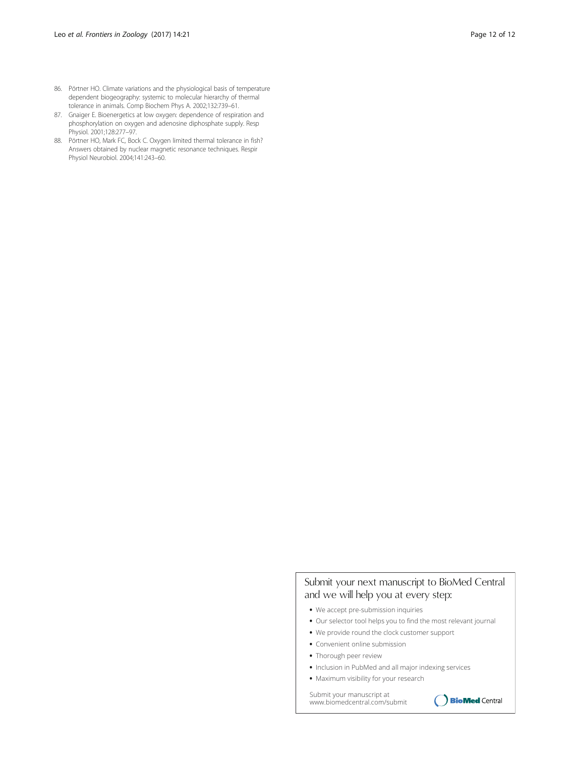86. Pörtner HO. Climate variations and the physiological basis of temperature dependent biogeography: systemic to molecular hierarchy of thermal tolerance in animals. Comp Biochem Phys A. 2002;132:739–61.
87. Gnaiger E. Bioenergetics at low oxygen: dependence of respiration and phosphorylation on oxygen and adenosine diphosphate supply. Resp Physiol. 2001;128:277–97.
88. Pörtner HO, Mark FC, Bock C. Oxygen limited thermal tolerance in fish? Answers obtained by nuclear magnetic resonance techniques. Respir Physiol Neurobiol. 2004;141:243–60.

Submit your next manuscript to BioMed Central and we will help you at every step:

- We accept pre-submission inquiries
- Our selector tool helps you to find the most relevant journal
- We provide round the clock customer support
- Convenient online submission
- Thorough peer review
- Inclusion in PubMed and all major indexing services
- Maximum visibility for your research

Submit your manuscript at
www.biomedcentral.com/submit

BioMed Central